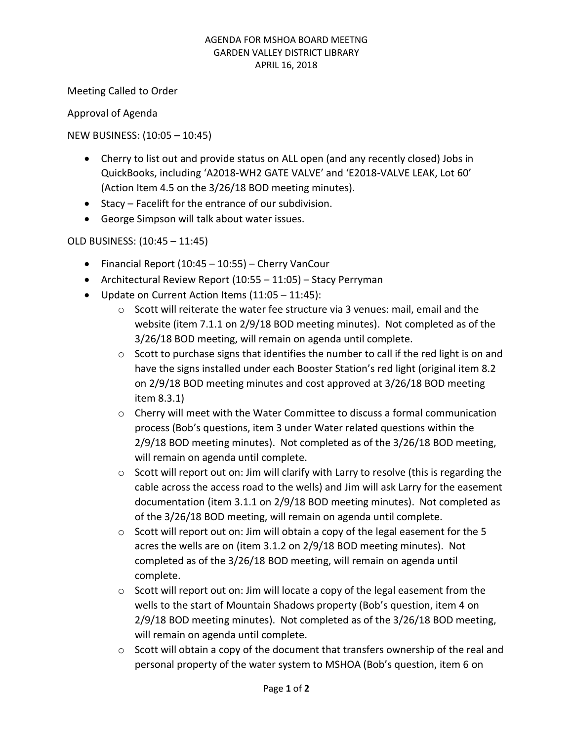# AGENDA FOR MSHOA BOARD MEETNG
## GARDEN VALLEY DISTRICT LIBRARY
## APRIL 16, 2018

Meeting Called to Order

Approval of Agenda

NEW BUSINESS: (10:05 – 10:45)

- Cherry to list out and provide status on ALL open (and any recently closed) Jobs in QuickBooks, including 'A2018-WH2 GATE VALVE' and 'E2018-VALVE LEAK, Lot 60' (Action Item 4.5 on the 3/26/18 BOD meeting minutes).
- Stacy – Facelift for the entrance of our subdivision.
- George Simpson will talk about water issues.

OLD BUSINESS: (10:45 – 11:45)

- Financial Report (10:45 – 10:55) – Cherry VanCour
- Architectural Review Report (10:55 – 11:05) – Stacy Perryman
- Update on Current Action Items (11:05 – 11:45):
  - Scott will reiterate the water fee structure via 3 venues: mail, email and the website (item 7.1.1 on 2/9/18 BOD meeting minutes). Not completed as of the 3/26/18 BOD meeting, will remain on agenda until complete.
  - Scott to purchase signs that identifies the number to call if the red light is on and have the signs installed under each Booster Station's red light (original item 8.2 on 2/9/18 BOD meeting minutes and cost approved at 3/26/18 BOD meeting item 8.3.1)
  - Cherry will meet with the Water Committee to discuss a formal communication process (Bob's questions, item 3 under Water related questions within the 2/9/18 BOD meeting minutes). Not completed as of the 3/26/18 BOD meeting, will remain on agenda until complete.
  - Scott will report out on: Jim will clarify with Larry to resolve (this is regarding the cable across the access road to the wells) and Jim will ask Larry for the easement documentation (item 3.1.1 on 2/9/18 BOD meeting minutes). Not completed as of the 3/26/18 BOD meeting, will remain on agenda until complete.
  - Scott will report out on: Jim will obtain a copy of the legal easement for the 5 acres the wells are on (item 3.1.2 on 2/9/18 BOD meeting minutes). Not completed as of the 3/26/18 BOD meeting, will remain on agenda until complete.
  - Scott will report out on: Jim will locate a copy of the legal easement from the wells to the start of Mountain Shadows property (Bob's question, item 4 on 2/9/18 BOD meeting minutes). Not completed as of the 3/26/18 BOD meeting, will remain on agenda until complete.
  - Scott will obtain a copy of the document that transfers ownership of the real and personal property of the water system to MSHOA (Bob's question, item 6 on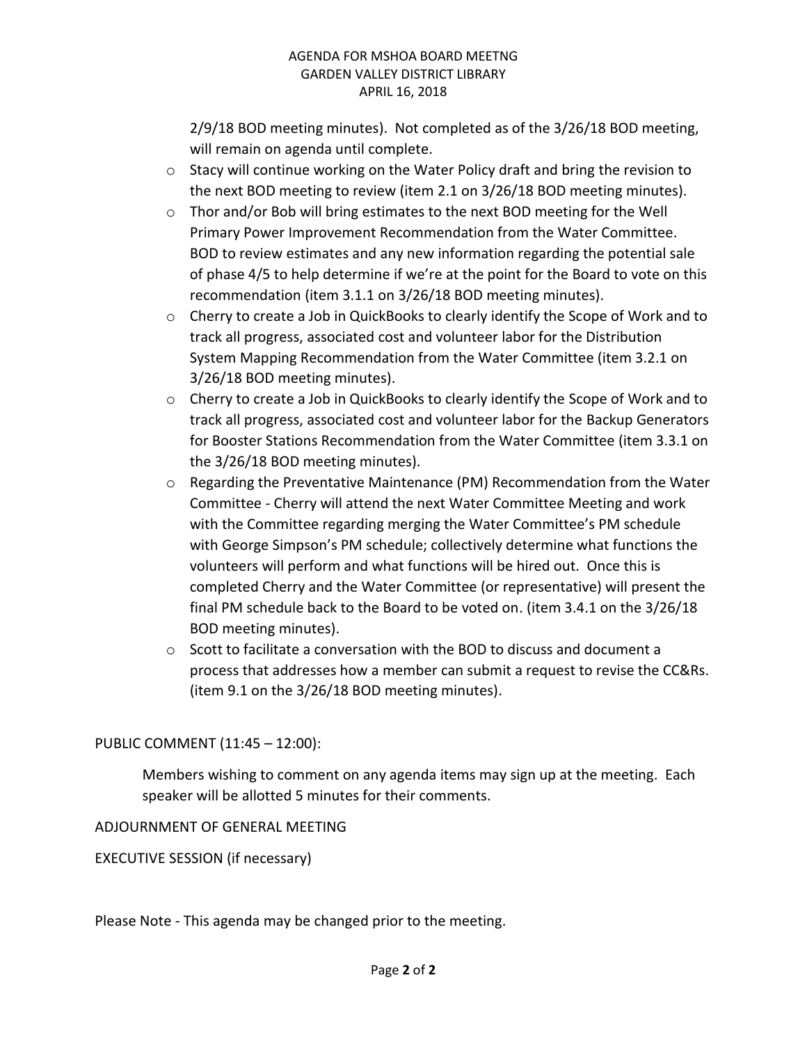2/9/18 BOD meeting minutes). Not completed as of the 3/26/18 BOD meeting, will remain on agenda until complete.

- Stacy will continue working on the Water Policy draft and bring the revision to the next BOD meeting to review (item 2.1 on 3/26/18 BOD meeting minutes).
- Thor and/or Bob will bring estimates to the next BOD meeting for the Well Primary Power Improvement Recommendation from the Water Committee. BOD to review estimates and any new information regarding the potential sale of phase 4/5 to help determine if we're at the point for the Board to vote on this recommendation (item 3.1.1 on 3/26/18 BOD meeting minutes).
- Cherry to create a Job in QuickBooks to clearly identify the Scope of Work and to track all progress, associated cost and volunteer labor for the Distribution System Mapping Recommendation from the Water Committee (item 3.2.1 on 3/26/18 BOD meeting minutes).
- Cherry to create a Job in QuickBooks to clearly identify the Scope of Work and to track all progress, associated cost and volunteer labor for the Backup Generators for Booster Stations Recommendation from the Water Committee (item 3.3.1 on the 3/26/18 BOD meeting minutes).
- Regarding the Preventative Maintenance (PM) Recommendation from the Water Committee - Cherry will attend the next Water Committee Meeting and work with the Committee regarding merging the Water Committee's PM schedule with George Simpson's PM schedule; collectively determine what functions the volunteers will perform and what functions will be hired out. Once this is completed Cherry and the Water Committee (or representative) will present the final PM schedule back to the Board to be voted on. (item 3.4.1 on the 3/26/18 BOD meeting minutes).
- Scott to facilitate a conversation with the BOD to discuss and document a process that addresses how a member can submit a request to revise the CC&Rs. (item 9.1 on the 3/26/18 BOD meeting minutes).

PUBLIC COMMENT (11:45 – 12:00):

Members wishing to comment on any agenda items may sign up at the meeting. Each speaker will be allotted 5 minutes for their comments.

ADJOURNMENT OF GENERAL MEETING

EXECUTIVE SESSION (if necessary)

Please Note - This agenda may be changed prior to the meeting.